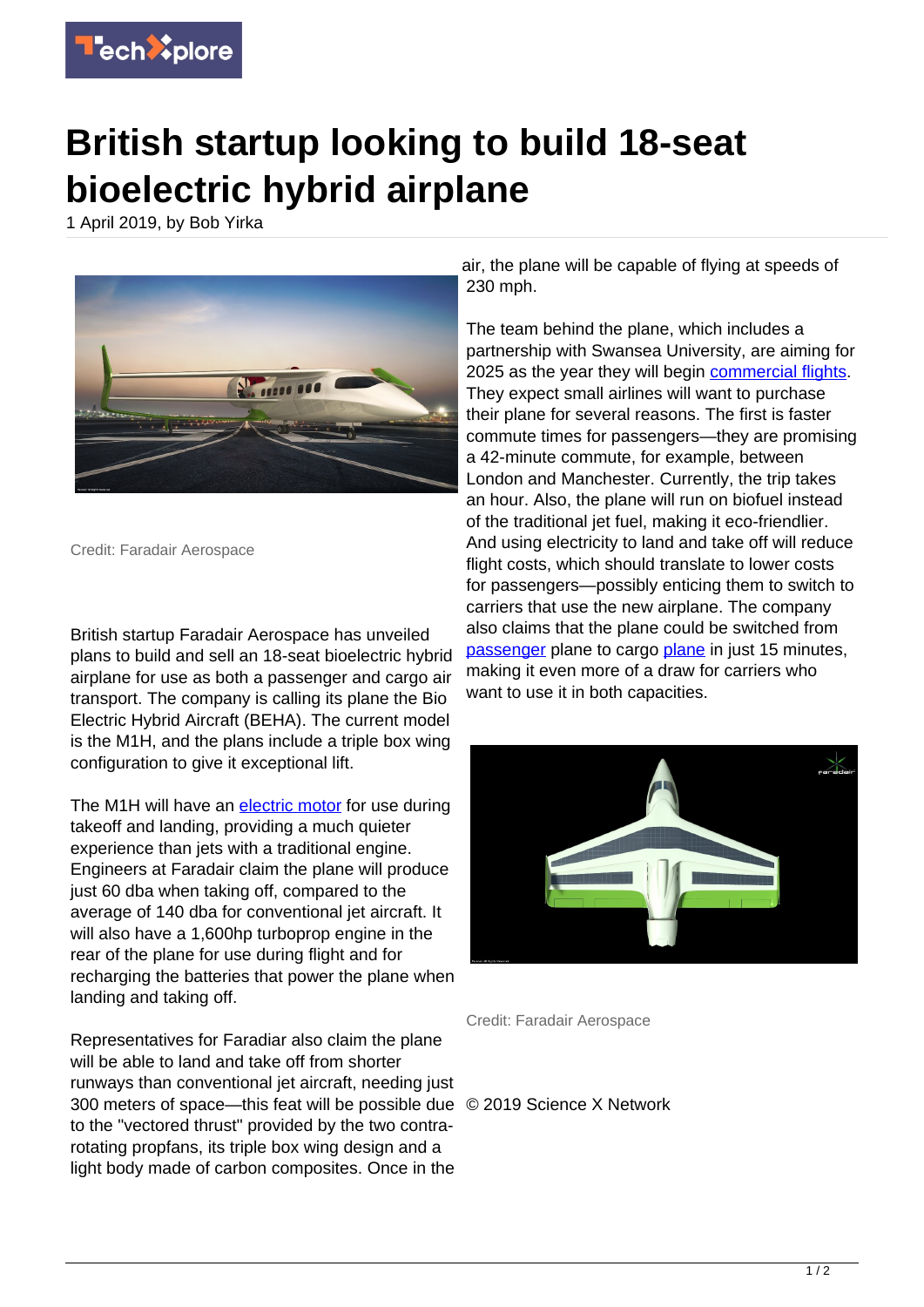# British startup looking to build 18-seat bioelectric hybrid airplane

1 April 2019, by Bob Yirka

Credit: Faradair Aerospace

British startup Faradair Aerospace has unveiled plans to build and sell an 18-seat bioelectric hybrid airplane for use as both a passenger and cargo air transport. The company is calling its plane the Bio Electric Hybrid Aircraft (BEHA). The current model is the M1H, and the plans include a triple box wing configuration to give it exceptional lift.

The M1H will have an electric motor for use during takeoff and landing, providing a much quieter experience than jets with a traditional engine. Engineers at Faradair claim the plane will produce just 60 dba when taking off, compared to the average of 140 dba for conventional jet aircraft. It will also have a 1,600hp turboprop engine in the rear of the plane for use during flight and for recharging the batteries that power the plane when landing and taking off.

Representatives for Faradiar also claim the plane will be able to land and take off from shorter runways than conventional jet aircraft, needing just 300 meters of space—this feat will be possible due to the "vectored thrust" provided by the two contra-rotating propfans, its triple box wing design and a light body made of carbon composites. Once in the air, the plane will be capable of flying at speeds of 230 mph.

The team behind the plane, which includes a partnership with Swansea University, are aiming for 2025 as the year they will begin commercial flights. They expect small airlines will want to purchase their plane for several reasons. The first is faster commute times for passengers—they are promising a 42-minute commute, for example, between London and Manchester. Currently, the trip takes an hour. Also, the plane will run on biofuel instead of the traditional jet fuel, making it eco-friendlier. And using electricity to land and take off will reduce flight costs, which should translate to lower costs for passengers—possibly enticing them to switch to carriers that use the new airplane. The company also claims that the plane could be switched from passenger plane to cargo plane in just 15 minutes, making it even more of a draw for carriers who want to use it in both capacities.

Credit: Faradair Aerospace

© 2019 Science X Network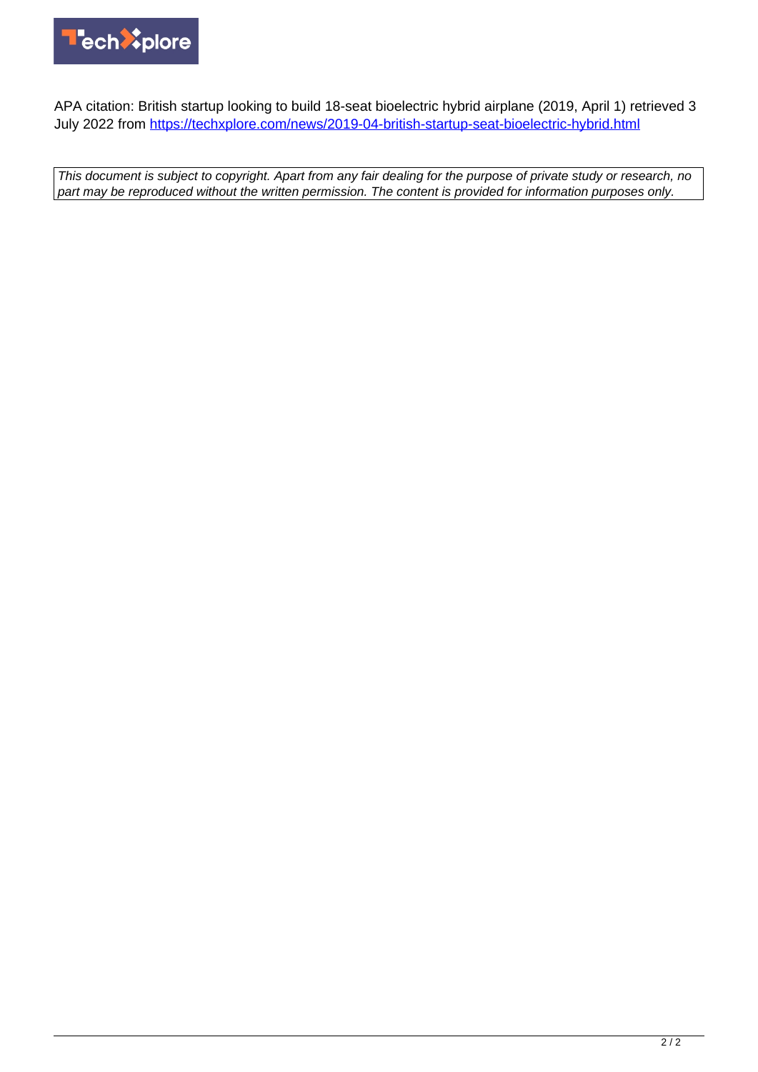APA citation: British startup looking to build 18-seat bioelectric hybrid airplane (2019, April 1) retrieved 3 July 2022 from https://techxplore.com/news/2019-04-british-startup-seat-bioelectric-hybrid.html

*This document is subject to copyright. Apart from any fair dealing for the purpose of private study or research, no part may be reproduced without the written permission. The content is provided for information purposes only.*